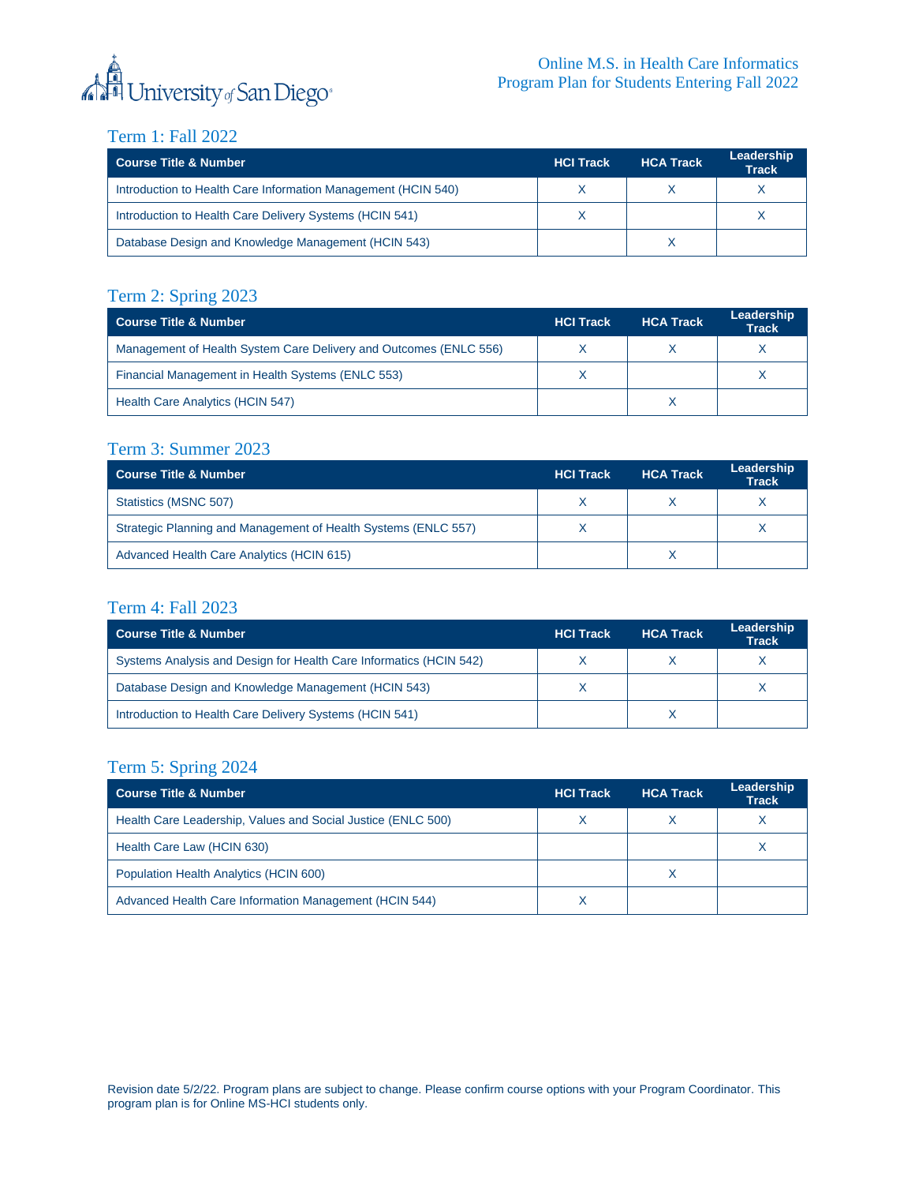University of San Diego

Online M.S. in Health Care Informatics
Program Plan for Students Entering Fall 2022

## Term 1: Fall 2022

| Course Title & Number | HCI Track | HCA Track | Leadership Track |
|---|---|---|---|
| Introduction to Health Care Information Management (HCIN 540) | X | X | X |
| Introduction to Health Care Delivery Systems (HCIN 541) | X | | X |
| Database Design and Knowledge Management (HCIN 543) | | X | |

## Term 2: Spring 2023

| Course Title & Number | HCI Track | HCA Track | Leadership Track |
|---|---|---|---|
| Management of Health System Care Delivery and Outcomes (ENLC 556) | X | X | X |
| Financial Management in Health Systems (ENLC 553) | X | | X |
| Health Care Analytics (HCIN 547) | | X | |

## Term 3: Summer 2023

| Course Title & Number | HCI Track | HCA Track | Leadership Track |
|---|---|---|---|
| Statistics (MSNC 507) | X | X | X |
| Strategic Planning and Management of Health Systems (ENLC 557) | X | | X |
| Advanced Health Care Analytics (HCIN 615) | | X | |

## Term 4: Fall 2023

| Course Title & Number | HCI Track | HCA Track | Leadership Track |
|---|---|---|---|
| Systems Analysis and Design for Health Care Informatics (HCIN 542) | X | X | X |
| Database Design and Knowledge Management (HCIN 543) | X | | X |
| Introduction to Health Care Delivery Systems (HCIN 541) | | X | |

## Term 5: Spring 2024

| Course Title & Number | HCI Track | HCA Track | Leadership Track |
|---|---|---|---|
| Health Care Leadership, Values and Social Justice (ENLC 500) | X | X | X |
| Health Care Law (HCIN 630) | | | X |
| Population Health Analytics (HCIN 600) | | X | |
| Advanced Health Care Information Management (HCIN 544) | X | | |

Revision date 5/2/22. Program plans are subject to change. Please confirm course options with your Program Coordinator. This program plan is for Online MS-HCI students only.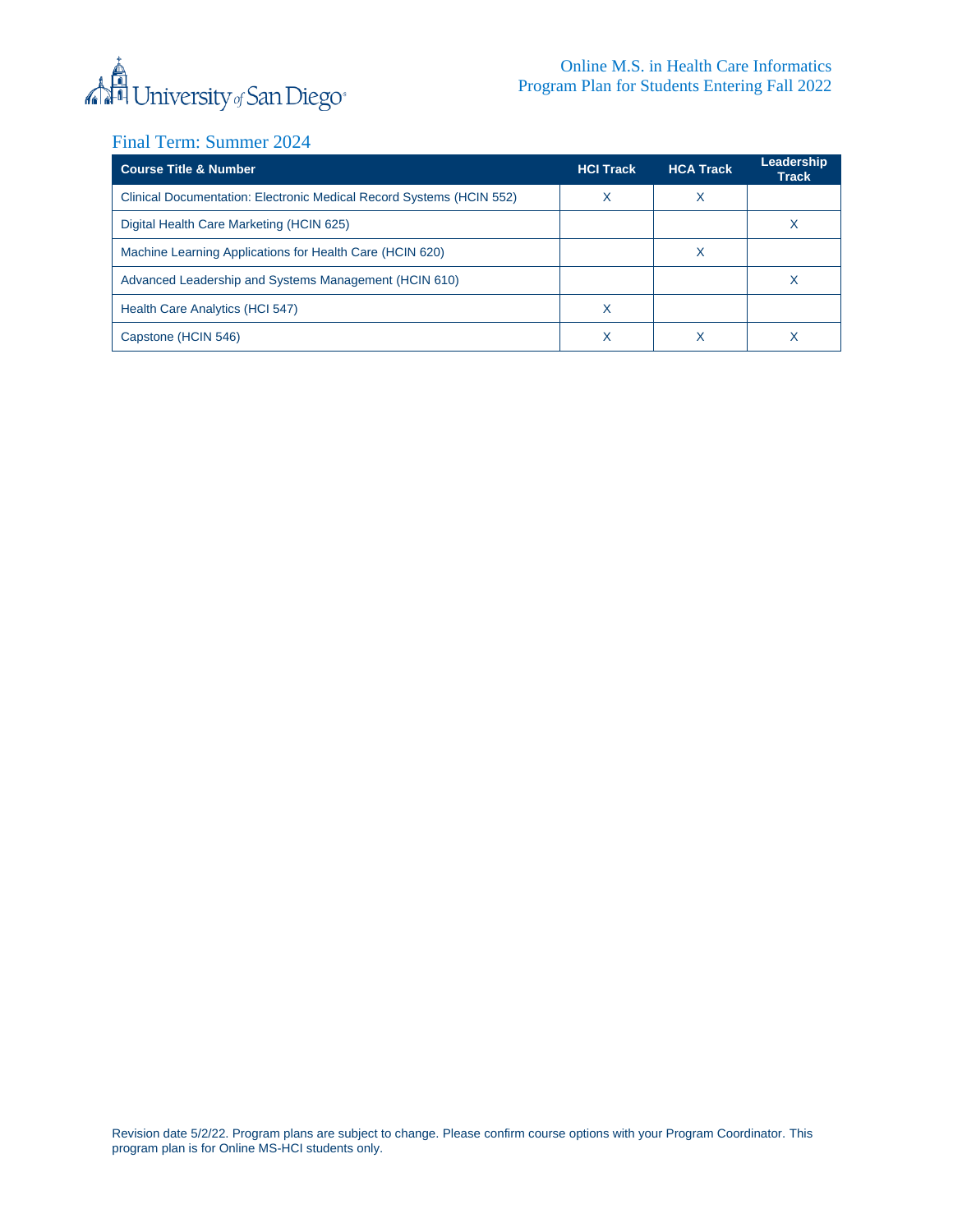## Final Term: Summer 2024

| Course Title & Number | HCI Track | HCA Track | Leadership Track |
|---|---|---|---|
| Clinical Documentation: Electronic Medical Record Systems (HCIN 552) | X | X | |
| Digital Health Care Marketing (HCIN 625) | | | X |
| Machine Learning Applications for Health Care (HCIN 620) | | X | |
| Advanced Leadership and Systems Management (HCIN 610) | | | X |
| Health Care Analytics (HCI 547) | X | | |
| Capstone (HCIN 546) | X | X | X |

Revision date 5/2/22. Program plans are subject to change. Please confirm course options with your Program Coordinator. This program plan is for Online MS-HCI students only.